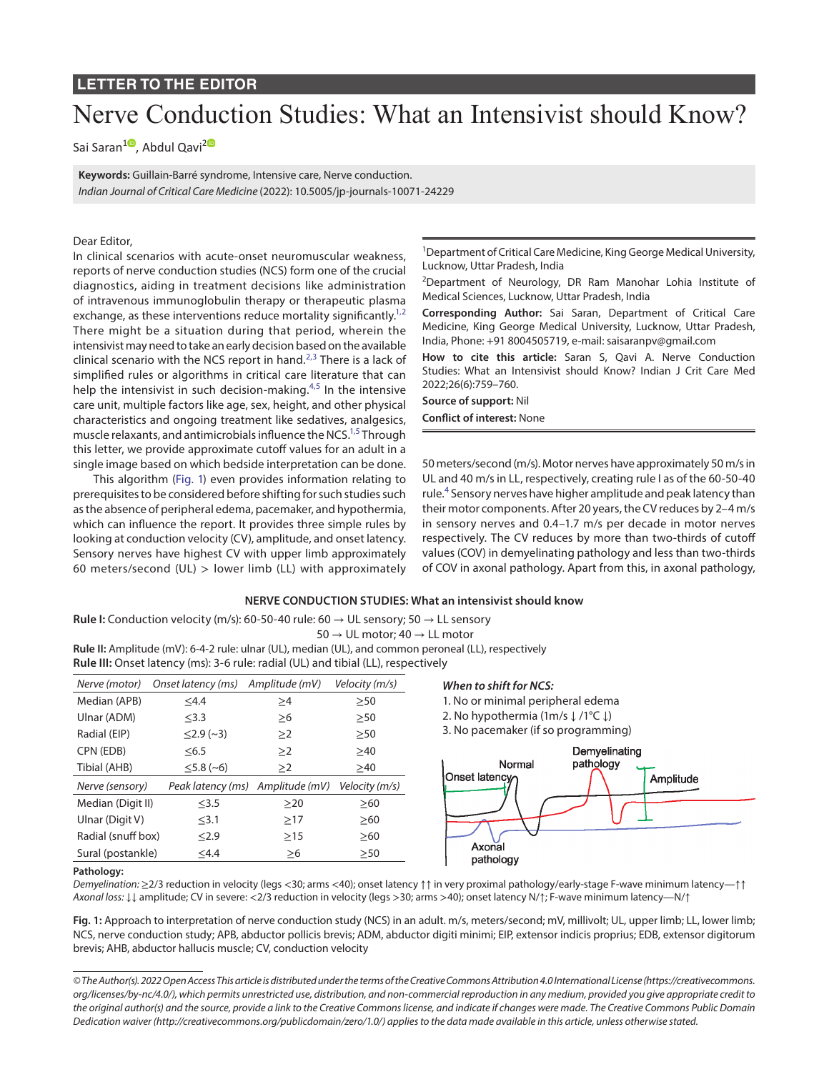LETTER TO THE EDITOR

# Nerve Conduction Studies: What an Intensivist should Know?

Sai Saran[1], Abdul Qavi[2]

**Keywords:** Guillain-Barré syndrome, Intensive care, Nerve conduction.
*Indian Journal of Critical Care Medicine* (2022): 10.5005/jp-journals-10071-24229

[1]Department of Critical Care Medicine, King George Medical University, Lucknow, Uttar Pradesh, India

[2]Department of Neurology, DR Ram Manohar Lohia Institute of Medical Sciences, Lucknow, Uttar Pradesh, India

**Corresponding Author:** Sai Saran, Department of Critical Care Medicine, King George Medical University, Lucknow, Uttar Pradesh, India, Phone: +91 8004505719, e-mail: saisaranpv@gmail.com

**How to cite this article:** Saran S, Qavi A. Nerve Conduction Studies: What an Intensivist should Know? Indian J Crit Care Med 2022;26(6):759–760.

**Source of support:** Nil

**Conflict of interest:** None

Dear Editor,

In clinical scenarios with acute-onset neuromuscular weakness, reports of nerve conduction studies (NCS) form one of the crucial diagnostics, aiding in treatment decisions like administration of intravenous immunoglobulin therapy or therapeutic plasma exchange, as these interventions reduce mortality significantly.[1,2] There might be a situation during that period, wherein the intensivist may need to take an early decision based on the available clinical scenario with the NCS report in hand.[2,3] There is a lack of simplified rules or algorithms in critical care literature that can help the intensivist in such decision-making.[4,5] In the intensive care unit, multiple factors like age, sex, height, and other physical characteristics and ongoing treatment like sedatives, analgesics, muscle relaxants, and antimicrobials influence the NCS.[1,5] Through this letter, we provide approximate cutoff values for an adult in a single image based on which bedside interpretation can be done.

This algorithm (Fig. 1) even provides information relating to prerequisites to be considered before shifting for such studies such as the absence of peripheral edema, pacemaker, and hypothermia, which can influence the report. It provides three simple rules by looking at conduction velocity (CV), amplitude, and onset latency. Sensory nerves have highest CV with upper limb approximately 60 meters/second (UL) > lower limb (LL) with approximately 50 meters/second (m/s). Motor nerves have approximately 50 m/s in UL and 40 m/s in LL, respectively, creating rule I as of the 60-50-40 rule.[4] Sensory nerves have higher amplitude and peak latency than their motor components. After 20 years, the CV reduces by 2–4 m/s in sensory nerves and 0.4–1.7 m/s per decade in motor nerves respectively. The CV reduces by more than two-thirds of cutoff values (COV) in demyelinating pathology and less than two-thirds of COV in axonal pathology. Apart from this, in axonal pathology,

**NERVE CONDUCTION STUDIES: What an intensivist should know**

**Rule I:** Conduction velocity (m/s): 60-50-40 rule: 60 → UL sensory; 50 → LL sensory
50 → UL motor; 40 → LL motor

**Rule II:** Amplitude (mV): 6-4-2 rule: ulnar (UL), median (UL), and common peroneal (LL), respectively

**Rule III:** Onset latency (ms): 3-6 rule: radial (UL) and tibial (LL), respectively

| *Nerve (motor)* | *Onset latency (ms)* | *Amplitude (mV)* | *Velocity (m/s)* |
|---|---|---|---|
| Median (APB) | ≤4.4 | ≥4 | ≥50 |
| Ulnar (ADM) | ≤3.3 | ≥6 | ≥50 |
| Radial (EIP) | ≤2.9 (~3) | ≥2 | ≥50 |
| CPN (EDB) | ≤6.5 | ≥2 | ≥40 |
| Tibial (AHB) | ≤5.8 (~6) | ≥2 | ≥40 |
| *Nerve (sensory)* | *Peak latency (ms)* | *Amplitude (mV)* | *Velocity (m/s)* |
| Median (Digit II) | ≤3.5 | ≥20 | ≥60 |
| Ulnar (Digit V) | ≤3.1 | ≥17 | ≥60 |
| Radial (snuff box) | ≤2.9 | ≥15 | ≥60 |
| Sural (postankle) | ≤4.4 | ≥6 | ≥50 |

***When to shift for NCS:***

1. No or minimal peripheral edema
2. No hypothermia (1m/s ↓ /1°C ↓)
3. No pacemaker (if so programming)

**Pathology:**

*Demyelination:* ≥2/3 reduction in velocity (legs <30; arms <40); onset latency ↑↑ in very proximal pathology/early-stage F-wave minimum latency—↑↑

*Axonal loss:* ↓↓ amplitude; CV in severe: <2/3 reduction in velocity (legs >30; arms >40); onset latency N/↑; F-wave minimum latency—N/↑

**Fig. 1:** Approach to interpretation of nerve conduction study (NCS) in an adult. m/s, meters/second; mV, millivolt; UL, upper limb; LL, lower limb; NCS, nerve conduction study; APB, abductor pollicis brevis; ADM, abductor digiti minimi; EIP, extensor indicis proprius; EDB, extensor digitorum brevis; AHB, abductor hallucis muscle; CV, conduction velocity

*© The Author(s). 2022 Open Access This article is distributed under the terms of the Creative Commons Attribution 4.0 International License (https://creativecommons.org/licenses/by-nc/4.0/), which permits unrestricted use, distribution, and non-commercial reproduction in any medium, provided you give appropriate credit to the original author(s) and the source, provide a link to the Creative Commons license, and indicate if changes were made. The Creative Commons Public Domain Dedication waiver (http://creativecommons.org/publicdomain/zero/1.0/) applies to the data made available in this article, unless otherwise stated.*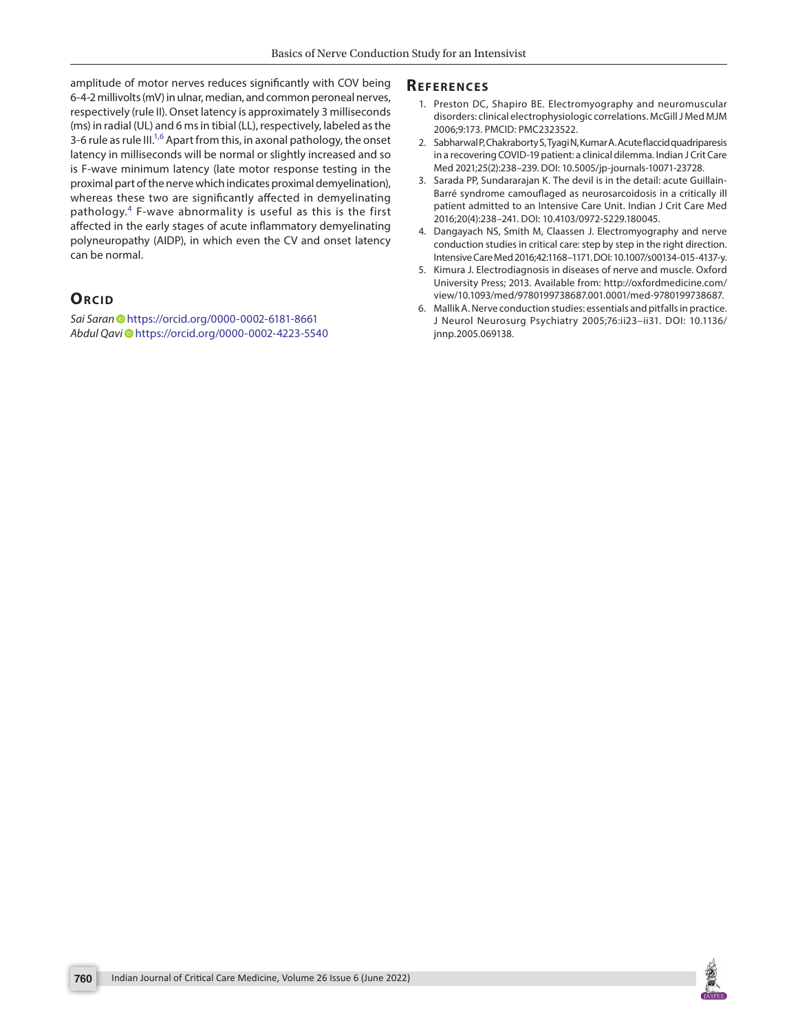amplitude of motor nerves reduces significantly with COV being 6-4-2 millivolts (mV) in ulnar, median, and common peroneal nerves, respectively (rule II). Onset latency is approximately 3 milliseconds (ms) in radial (UL) and 6 ms in tibial (LL), respectively, labeled as the 3-6 rule as rule III.[1,6] Apart from this, in axonal pathology, the onset latency in milliseconds will be normal or slightly increased and so is F-wave minimum latency (late motor response testing in the proximal part of the nerve which indicates proximal demyelination), whereas these two are significantly affected in demyelinating pathology.[4] F-wave abnormality is useful as this is the first affected in the early stages of acute inflammatory demyelinating polyneuropathy (AIDP), in which even the CV and onset latency can be normal.

## Orcid

*Sai Saran* https://orcid.org/0000-0002-6181-8661
*Abdul Qavi* https://orcid.org/0000-0002-4223-5540

## References

1. Preston DC, Shapiro BE. Electromyography and neuromuscular disorders: clinical electrophysiologic correlations. McGill J Med MJM 2006;9:173. PMCID: PMC2323522.
2. Sabharwal P, Chakraborty S, Tyagi N, Kumar A. Acute flaccid quadriparesis in a recovering COVID-19 patient: a clinical dilemma. Indian J Crit Care Med 2021;25(2):238–239. DOI: 10.5005/jp-journals-10071-23728.
3. Sarada PP, Sundararajan K. The devil is in the detail: acute Guillain-Barré syndrome camouflaged as neurosarcoidosis in a critically ill patient admitted to an Intensive Care Unit. Indian J Crit Care Med 2016;20(4):238–241. DOI: 10.4103/0972-5229.180045.
4. Dangayach NS, Smith M, Claassen J. Electromyography and nerve conduction studies in critical care: step by step in the right direction. Intensive Care Med 2016;42:1168–1171. DOI: 10.1007/s00134-015-4137-y.
5. Kimura J. Electrodiagnosis in diseases of nerve and muscle. Oxford University Press; 2013. Available from: http://oxfordmedicine.com/view/10.1093/med/9780199738687.001.0001/med-9780199738687.
6. Mallik A. Nerve conduction studies: essentials and pitfalls in practice. J Neurol Neurosurg Psychiatry 2005;76:ii23–ii31. DOI: 10.1136/jnnp.2005.069138.